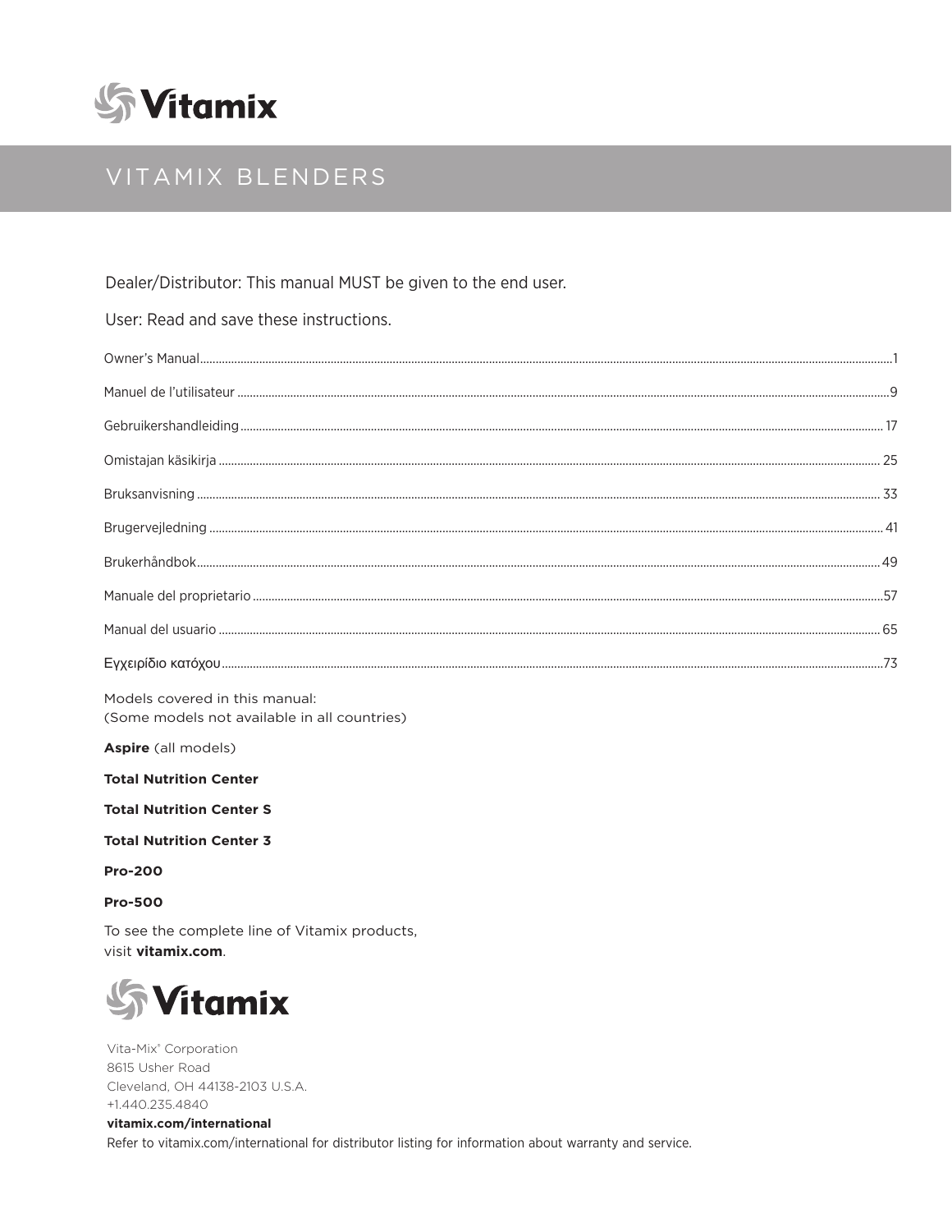# Vitamix

## VITAMIX BLENDERS

Dealer/Distributor: This manual MUST be given to the end user.

User: Read and save these instructions.

| | |
|---|---|
| Owner's Manual | 1 |
| Manuel de l'utilisateur | 9 |
| Gebruikershandleiding | 17 |
| Omistajan käsikirja | 25 |
| Bruksanvisning | 33 |
| Brugervejledning | 41 |
| Brukerhåndbok | 49 |
| Manuale del proprietario | 57 |
| Manual del usuario | 65 |
| Εγχειρίδιο κατόχου | 73 |

Models covered in this manual:
(Some models not available in all countries)

**Aspire** (all models)

**Total Nutrition Center**

**Total Nutrition Center S**

**Total Nutrition Center 3**

**Pro-200**

**Pro-500**

To see the complete line of Vitamix products, visit **vitamix.com**.

Vitamix

Vita-Mix® Corporation
8615 Usher Road
Cleveland, OH 44138-2103 U.S.A.
+1.440.235.4840
**vitamix.com/international**
Refer to vitamix.com/international for distributor listing for information about warranty and service.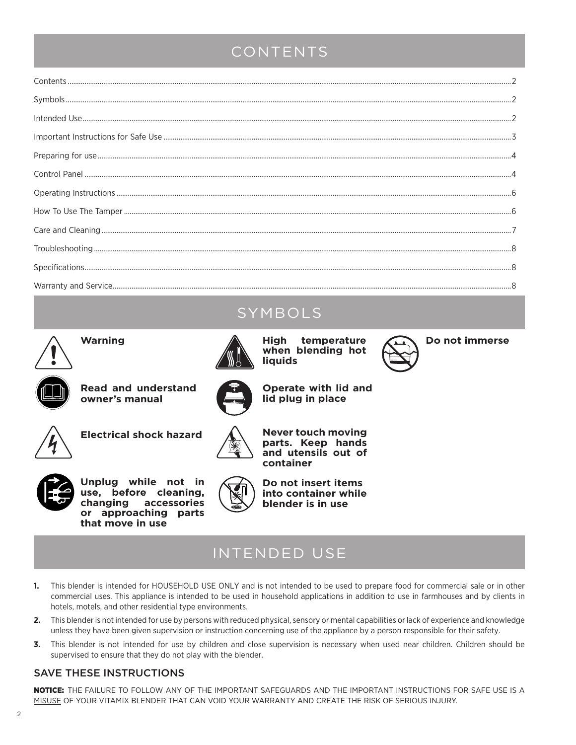# CONTENTS

| | |
|---|---|
| Contents | 2 |
| Symbols | 2 |
| Intended Use | 2 |
| Important Instructions for Safe Use | 3 |
| Preparing for use | 4 |
| Control Panel | 4 |
| Operating Instructions | 6 |
| How To Use The Tamper | 6 |
| Care and Cleaning | 7 |
| Troubleshooting | 8 |
| Specifications | 8 |
| Warranty and Service | 8 |

# SYMBOLS

**Warning**

**Read and understand owner's manual**

**Electrical shock hazard**

**Unplug while not in use, before cleaning, changing accessories or approaching parts that move in use**

**High temperature when blending hot liquids**

**Operate with lid and lid plug in place**

**Never touch moving parts. Keep hands and utensils out of container**

**Do not insert items into container while blender is in use**

**Do not immerse**

# INTENDED USE

1. This blender is intended for HOUSEHOLD USE ONLY and is not intended to be used to prepare food for commercial sale or in other commercial uses. This appliance is intended to be used in household applications in addition to use in farmhouses and by clients in hotels, motels, and other residential type environments.
2. This blender is not intended for use by persons with reduced physical, sensory or mental capabilities or lack of experience and knowledge unless they have been given supervision or instruction concerning use of the appliance by a person responsible for their safety.
3. This blender is not intended for use by children and close supervision is necessary when used near children. Children should be supervised to ensure that they do not play with the blender.

## SAVE THESE INSTRUCTIONS

**NOTICE:** THE FAILURE TO FOLLOW ANY OF THE IMPORTANT SAFEGUARDS AND THE IMPORTANT INSTRUCTIONS FOR SAFE USE IS A MISUSE OF YOUR VITAMIX BLENDER THAT CAN VOID YOUR WARRANTY AND CREATE THE RISK OF SERIOUS INJURY.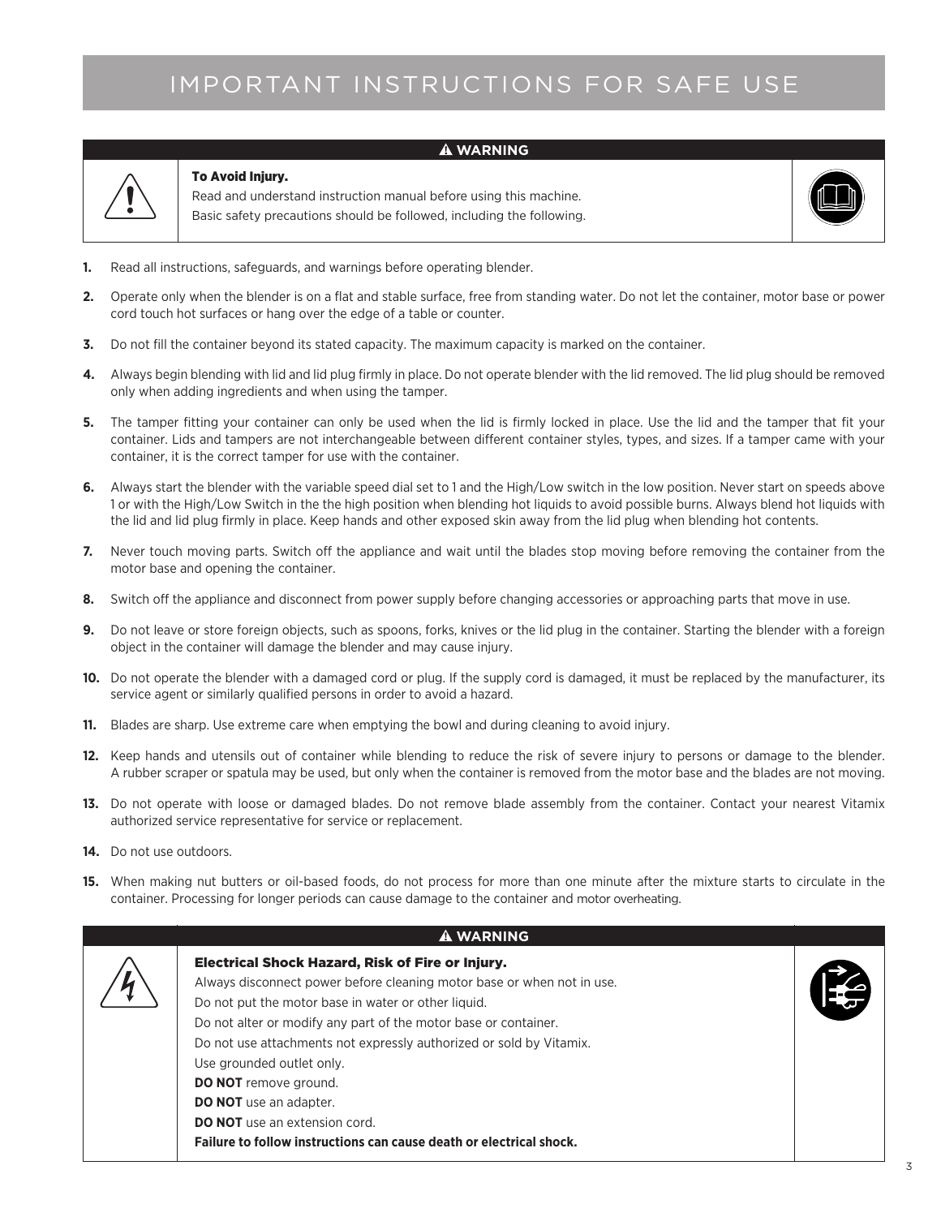# IMPORTANT INSTRUCTIONS FOR SAFE USE

**⚠ WARNING**

**To Avoid Injury.**
Read and understand instruction manual before using this machine.
Basic safety precautions should be followed, including the following.

1. Read all instructions, safeguards, and warnings before operating blender.
2. Operate only when the blender is on a flat and stable surface, free from standing water. Do not let the container, motor base or power cord touch hot surfaces or hang over the edge of a table or counter.
3. Do not fill the container beyond its stated capacity. The maximum capacity is marked on the container.
4. Always begin blending with lid and lid plug firmly in place. Do not operate blender with the lid removed. The lid plug should be removed only when adding ingredients and when using the tamper.
5. The tamper fitting your container can only be used when the lid is firmly locked in place. Use the lid and the tamper that fit your container. Lids and tampers are not interchangeable between different container styles, types, and sizes. If a tamper came with your container, it is the correct tamper for use with the container.
6. Always start the blender with the variable speed dial set to 1 and the High/Low switch in the low position. Never start on speeds above 1 or with the High/Low Switch in the the high position when blending hot liquids to avoid possible burns. Always blend hot liquids with the lid and lid plug firmly in place. Keep hands and other exposed skin away from the lid plug when blending hot contents.
7. Never touch moving parts. Switch off the appliance and wait until the blades stop moving before removing the container from the motor base and opening the container.
8. Switch off the appliance and disconnect from power supply before changing accessories or approaching parts that move in use.
9. Do not leave or store foreign objects, such as spoons, forks, knives or the lid plug in the container. Starting the blender with a foreign object in the container will damage the blender and may cause injury.
10. Do not operate the blender with a damaged cord or plug. If the supply cord is damaged, it must be replaced by the manufacturer, its service agent or similarly qualified persons in order to avoid a hazard.
11. Blades are sharp. Use extreme care when emptying the bowl and during cleaning to avoid injury.
12. Keep hands and utensils out of container while blending to reduce the risk of severe injury to persons or damage to the blender. A rubber scraper or spatula may be used, but only when the container is removed from the motor base and the blades are not moving.
13. Do not operate with loose or damaged blades. Do not remove blade assembly from the container. Contact your nearest Vitamix authorized service representative for service or replacement.
14. Do not use outdoors.
15. When making nut butters or oil-based foods, do not process for more than one minute after the mixture starts to circulate in the container. Processing for longer periods can cause damage to the container and motor overheating.

**⚠ WARNING**

**Electrical Shock Hazard, Risk of Fire or Injury.**
Always disconnect power before cleaning motor base or when not in use.
Do not put the motor base in water or other liquid.
Do not alter or modify any part of the motor base or container.
Do not use attachments not expressly authorized or sold by Vitamix.
Use grounded outlet only.
**DO NOT** remove ground.
**DO NOT** use an adapter.
**DO NOT** use an extension cord.
**Failure to follow instructions can cause death or electrical shock.**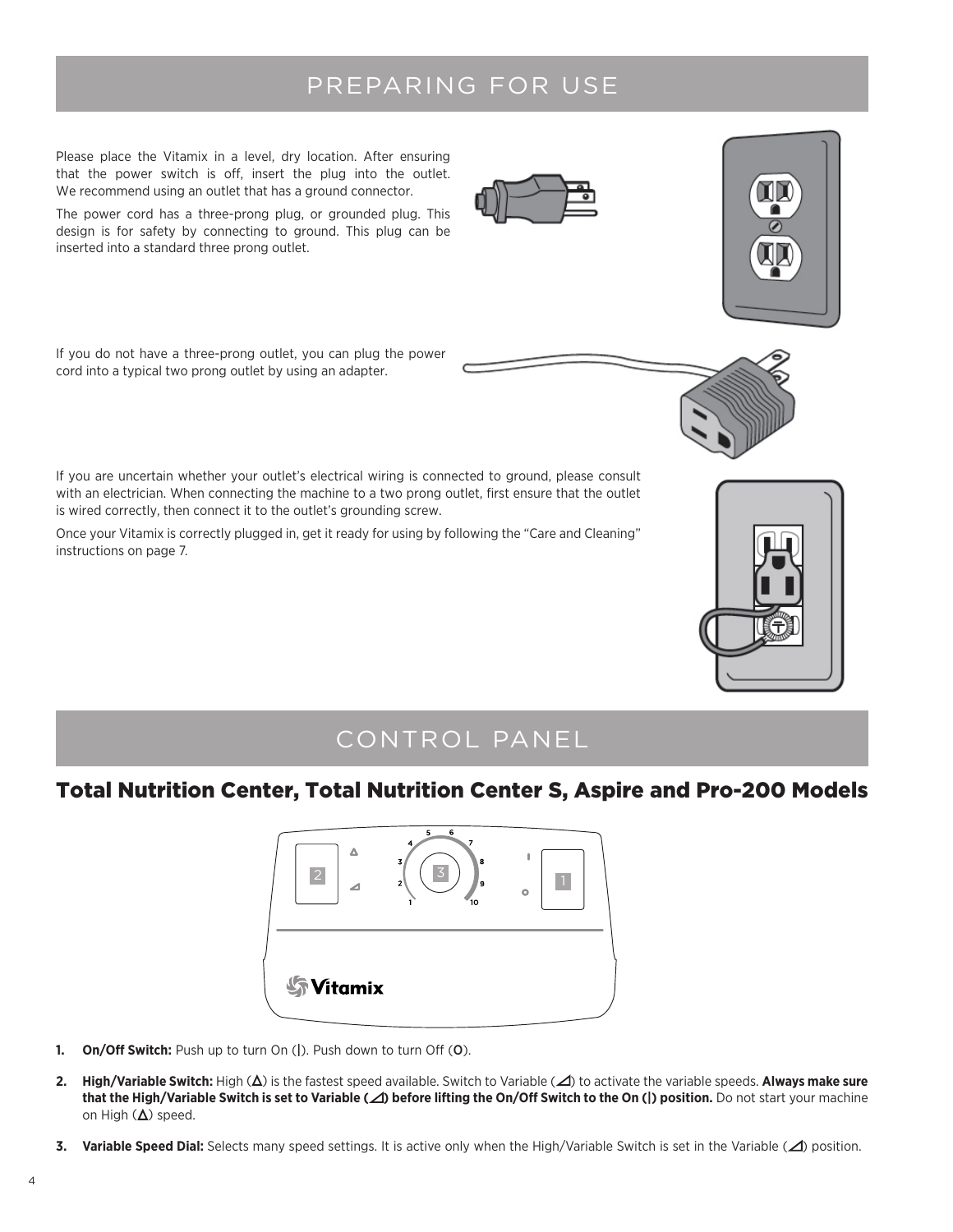# PREPARING FOR USE

Please place the Vitamix in a level, dry location. After ensuring that the power switch is off, insert the plug into the outlet. We recommend using an outlet that has a ground connector.

The power cord has a three-prong plug, or grounded plug. This design is for safety by connecting to ground. This plug can be inserted into a standard three prong outlet.

If you do not have a three-prong outlet, you can plug the power cord into a typical two prong outlet by using an adapter.

If you are uncertain whether your outlet's electrical wiring is connected to ground, please consult with an electrician. When connecting the machine to a two prong outlet, first ensure that the outlet is wired correctly, then connect it to the outlet's grounding screw.

Once your Vitamix is correctly plugged in, get it ready for using by following the "Care and Cleaning" instructions on page 7.

# CONTROL PANEL

## Total Nutrition Center, Total Nutrition Center S, Aspire and Pro-200 Models

1. **On/Off Switch:** Push up to turn On (|). Push down to turn Off (O).
2. **High/Variable Switch:** High (Δ) is the fastest speed available. Switch to Variable (⊿) to activate the variable speeds. **Always make sure that the High/Variable Switch is set to Variable (⊿) before lifting the On/Off Switch to the On (|) position.** Do not start your machine on High (Δ) speed.
3. **Variable Speed Dial:** Selects many speed settings. It is active only when the High/Variable Switch is set in the Variable (⊿) position.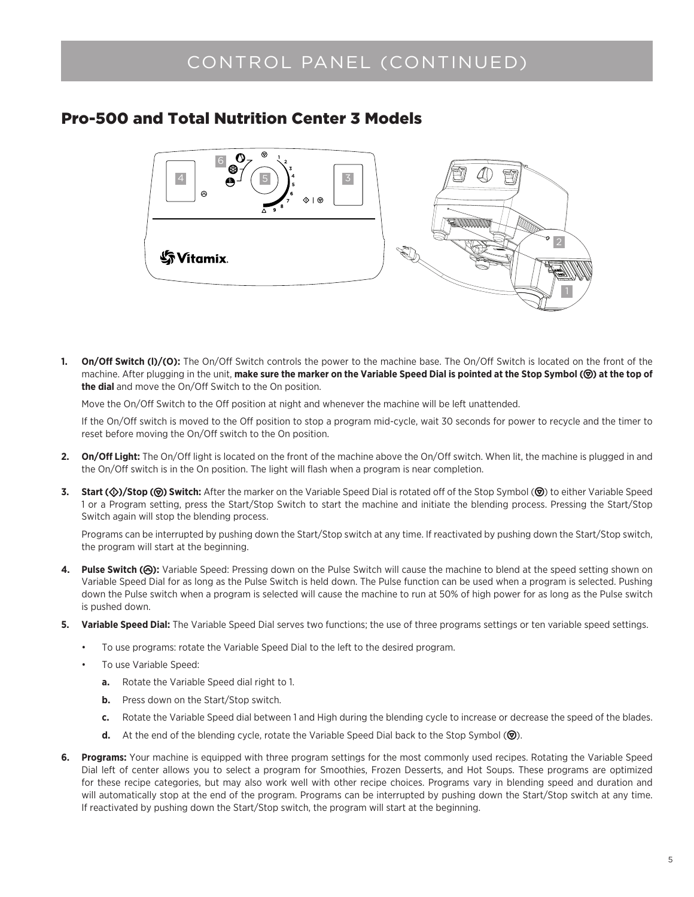# CONTROL PANEL (CONTINUED)

## Pro-500 and Total Nutrition Center 3 Models

1. **On/Off Switch (I)/(O):** The On/Off Switch controls the power to the machine base. The On/Off Switch is located on the front of the machine. After plugging in the unit, **make sure the marker on the Variable Speed Dial is pointed at the Stop Symbol (⊚) at the top of the dial** and move the On/Off Switch to the On position.

   Move the On/Off Switch to the Off position at night and whenever the machine will be left unattended.

   If the On/Off switch is moved to the Off position to stop a program mid-cycle, wait 30 seconds for power to recycle and the timer to reset before moving the On/Off switch to the On position.

2. **On/Off Light:** The On/Off light is located on the front of the machine above the On/Off switch. When lit, the machine is plugged in and the On/Off switch is in the On position. The light will flash when a program is near completion.

3. **Start (◇)/Stop (⊚) Switch:** After the marker on the Variable Speed Dial is rotated off of the Stop Symbol (⊚) to either Variable Speed 1 or a Program setting, press the Start/Stop Switch to start the machine and initiate the blending process. Pressing the Start/Stop Switch again will stop the blending process.

   Programs can be interrupted by pushing down the Start/Stop switch at any time. If reactivated by pushing down the Start/Stop switch, the program will start at the beginning.

4. **Pulse Switch (⊚):** Variable Speed: Pressing down on the Pulse Switch will cause the machine to blend at the speed setting shown on Variable Speed Dial for as long as the Pulse Switch is held down. The Pulse function can be used when a program is selected. Pushing down the Pulse switch when a program is selected will cause the machine to run at 50% of high power for as long as the Pulse switch is pushed down.

5. **Variable Speed Dial:** The Variable Speed Dial serves two functions; the use of three programs settings or ten variable speed settings.

   - To use programs: rotate the Variable Speed Dial to the left to the desired program.
   - To use Variable Speed:
     - **a.** Rotate the Variable Speed dial right to 1.
     - **b.** Press down on the Start/Stop switch.
     - **c.** Rotate the Variable Speed dial between 1 and High during the blending cycle to increase or decrease the speed of the blades.
     - **d.** At the end of the blending cycle, rotate the Variable Speed Dial back to the Stop Symbol (⊚).

6. **Programs:** Your machine is equipped with three program settings for the most commonly used recipes. Rotating the Variable Speed Dial left of center allows you to select a program for Smoothies, Frozen Desserts, and Hot Soups. These programs are optimized for these recipe categories, but may also work well with other recipe choices. Programs vary in blending speed and duration and will automatically stop at the end of the program. Programs can be interrupted by pushing down the Start/Stop switch at any time. If reactivated by pushing down the Start/Stop switch, the program will start at the beginning.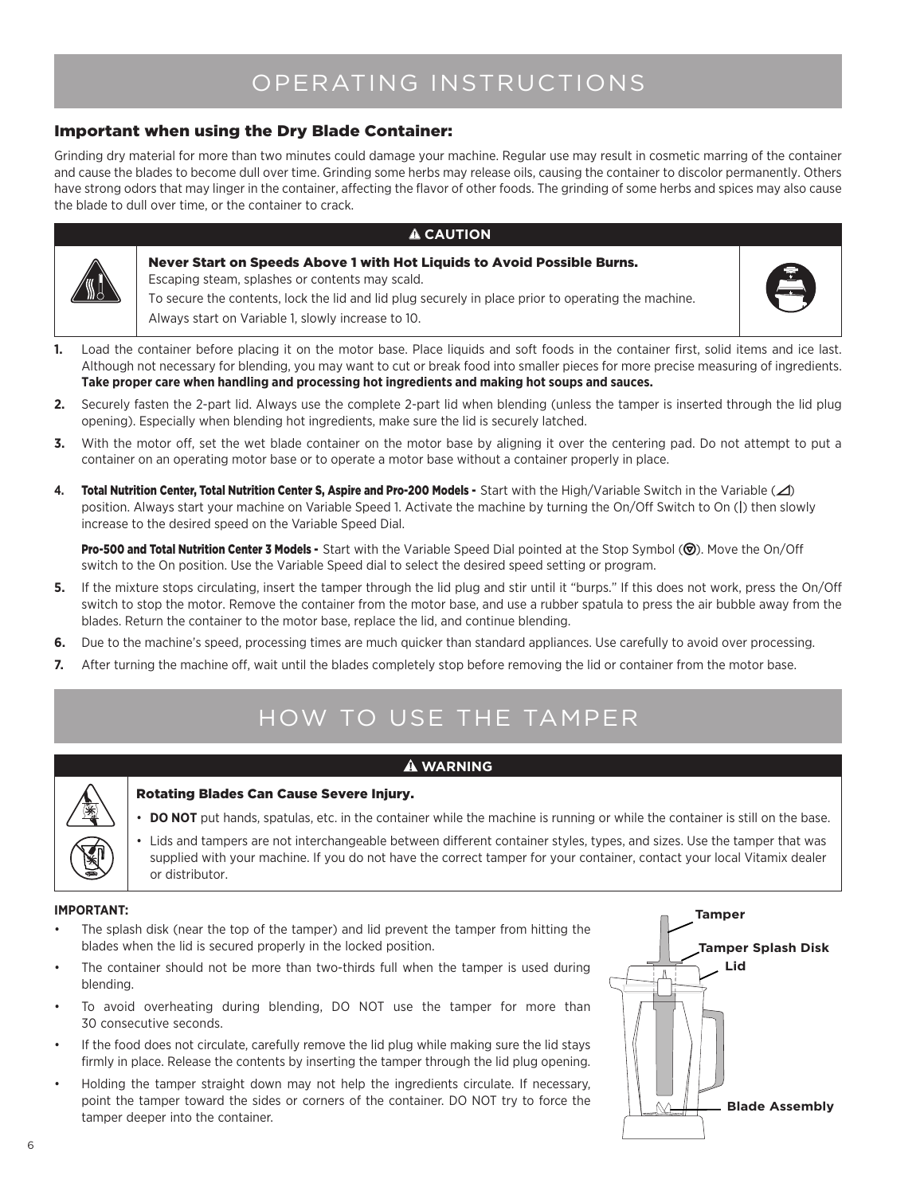# OPERATING INSTRUCTIONS

### Important when using the Dry Blade Container:

Grinding dry material for more than two minutes could damage your machine. Regular use may result in cosmetic marring of the container and cause the blades to become dull over time. Grinding some herbs may release oils, causing the container to discolor permanently. Others have strong odors that may linger in the container, affecting the flavor of other foods. The grinding of some herbs and spices may also cause the blade to dull over time, or the container to crack.

**⚠ CAUTION**

**Never Start on Speeds Above 1 with Hot Liquids to Avoid Possible Burns.**
Escaping steam, splashes or contents may scald.
To secure the contents, lock the lid and lid plug securely in place prior to operating the machine.
Always start on Variable 1, slowly increase to 10.

1. Load the container before placing it on the motor base. Place liquids and soft foods in the container first, solid items and ice last. Although not necessary for blending, you may want to cut or break food into smaller pieces for more precise measuring of ingredients. **Take proper care when handling and processing hot ingredients and making hot soups and sauces.**
2. Securely fasten the 2-part lid. Always use the complete 2-part lid when blending (unless the tamper is inserted through the lid plug opening). Especially when blending hot ingredients, make sure the lid is securely latched.
3. With the motor off, set the wet blade container on the motor base by aligning it over the centering pad. Do not attempt to put a container on an operating motor base or to operate a motor base without a container properly in place.
4. **Total Nutrition Center, Total Nutrition Center S, Aspire and Pro-200 Models -** Start with the High/Variable Switch in the Variable (◿) position. Always start your machine on Variable Speed 1. Activate the machine by turning the On/Off Switch to On (|) then slowly increase to the desired speed on the Variable Speed Dial.

   **Pro-500 and Total Nutrition Center 3 Models -** Start with the Variable Speed Dial pointed at the Stop Symbol (⊚). Move the On/Off switch to the On position. Use the Variable Speed dial to select the desired speed setting or program.
5. If the mixture stops circulating, insert the tamper through the lid plug and stir until it "burps." If this does not work, press the On/Off switch to stop the motor. Remove the container from the motor base, and use a rubber spatula to press the air bubble away from the blades. Return the container to the motor base, replace the lid, and continue blending.
6. Due to the machine's speed, processing times are much quicker than standard appliances. Use carefully to avoid over processing.
7. After turning the machine off, wait until the blades completely stop before removing the lid or container from the motor base.

# HOW TO USE THE TAMPER

**⚠ WARNING**

**Rotating Blades Can Cause Severe Injury.**

- **DO NOT** put hands, spatulas, etc. in the container while the machine is running or while the container is still on the base.
- Lids and tampers are not interchangeable between different container styles, types, and sizes. Use the tamper that was supplied with your machine. If you do not have the correct tamper for your container, contact your local Vitamix dealer or distributor.

**IMPORTANT:**

- The splash disk (near the top of the tamper) and lid prevent the tamper from hitting the blades when the lid is secured properly in the locked position.
- The container should not be more than two-thirds full when the tamper is used during blending.
- To avoid overheating during blending, DO NOT use the tamper for more than 30 consecutive seconds.
- If the food does not circulate, carefully remove the lid plug while making sure the lid stays firmly in place. Release the contents by inserting the tamper through the lid plug opening.
- Holding the tamper straight down may not help the ingredients circulate. If necessary, point the tamper toward the sides or corners of the container. DO NOT try to force the tamper deeper into the container.

Tamper
Tamper Splash Disk
Lid
Blade Assembly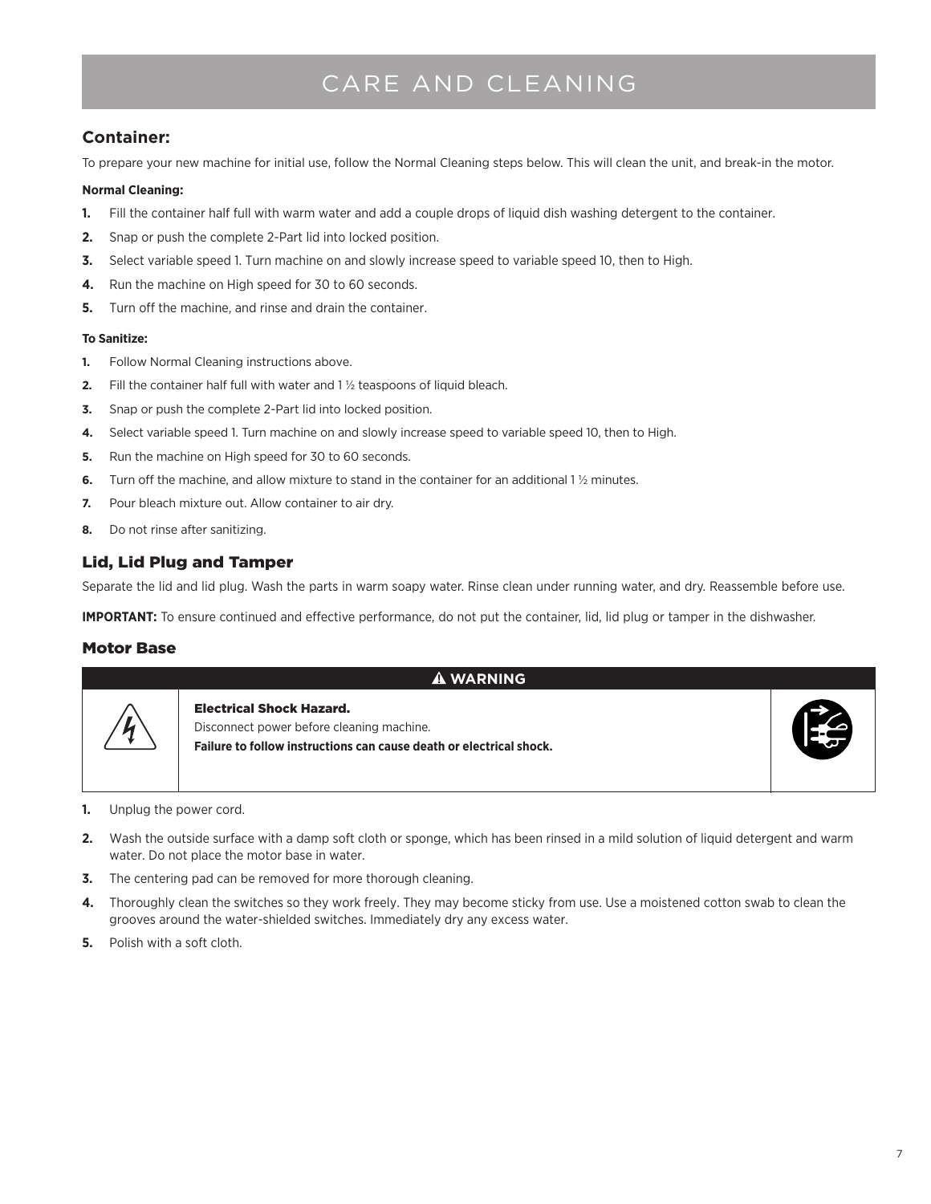# CARE AND CLEANING

## Container:

To prepare your new machine for initial use, follow the Normal Cleaning steps below. This will clean the unit, and break-in the motor.

**Normal Cleaning:**

1. Fill the container half full with warm water and add a couple drops of liquid dish washing detergent to the container.
2. Snap or push the complete 2-Part lid into locked position.
3. Select variable speed 1. Turn machine on and slowly increase speed to variable speed 10, then to High.
4. Run the machine on High speed for 30 to 60 seconds.
5. Turn off the machine, and rinse and drain the container.

**To Sanitize:**

1. Follow Normal Cleaning instructions above.
2. Fill the container half full with water and 1 ½ teaspoons of liquid bleach.
3. Snap or push the complete 2-Part lid into locked position.
4. Select variable speed 1. Turn machine on and slowly increase speed to variable speed 10, then to High.
5. Run the machine on High speed for 30 to 60 seconds.
6. Turn off the machine, and allow mixture to stand in the container for an additional 1 ½ minutes.
7. Pour bleach mixture out. Allow container to air dry.
8. Do not rinse after sanitizing.

## Lid, Lid Plug and Tamper

Separate the lid and lid plug. Wash the parts in warm soapy water. Rinse clean under running water, and dry. Reassemble before use.

**IMPORTANT:** To ensure continued and effective performance, do not put the container, lid, lid plug or tamper in the dishwasher.

## Motor Base

**⚠ WARNING**

**Electrical Shock Hazard.**
Disconnect power before cleaning machine.
**Failure to follow instructions can cause death or electrical shock.**

1. Unplug the power cord.
2. Wash the outside surface with a damp soft cloth or sponge, which has been rinsed in a mild solution of liquid detergent and warm water. Do not place the motor base in water.
3. The centering pad can be removed for more thorough cleaning.
4. Thoroughly clean the switches so they work freely. They may become sticky from use. Use a moistened cotton swab to clean the grooves around the water-shielded switches. Immediately dry any excess water.
5. Polish with a soft cloth.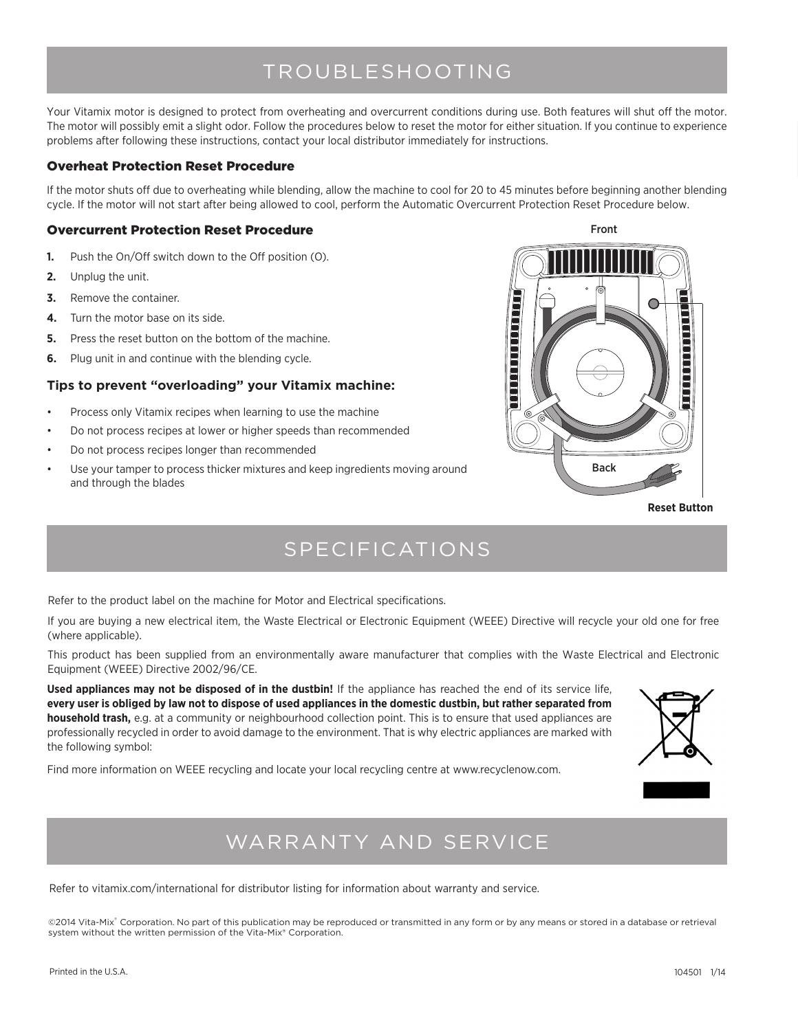# TROUBLESHOOTING

Your Vitamix motor is designed to protect from overheating and overcurrent conditions during use. Both features will shut off the motor. The motor will possibly emit a slight odor. Follow the procedures below to reset the motor for either situation. If you continue to experience problems after following these instructions, contact your local distributor immediately for instructions.

### Overheat Protection Reset Procedure

If the motor shuts off due to overheating while blending, allow the machine to cool for 20 to 45 minutes before beginning another blending cycle. If the motor will not start after being allowed to cool, perform the Automatic Overcurrent Protection Reset Procedure below.

### Overcurrent Protection Reset Procedure

1. Push the On/Off switch down to the Off position (O).
2. Unplug the unit.
3. Remove the container.
4. Turn the motor base on its side.
5. Press the reset button on the bottom of the machine.
6. Plug unit in and continue with the blending cycle.

Front

Back

Reset Button

### Tips to prevent "overloading" your Vitamix machine:

- Process only Vitamix recipes when learning to use the machine
- Do not process recipes at lower or higher speeds than recommended
- Do not process recipes longer than recommended
- Use your tamper to process thicker mixtures and keep ingredients moving around and through the blades

# SPECIFICATIONS

Refer to the product label on the machine for Motor and Electrical specifications.

If you are buying a new electrical item, the Waste Electrical or Electronic Equipment (WEEE) Directive will recycle your old one for free (where applicable).

This product has been supplied from an environmentally aware manufacturer that complies with the Waste Electrical and Electronic Equipment (WEEE) Directive 2002/96/CE.

**Used appliances may not be disposed of in the dustbin!** If the appliance has reached the end of its service life, **every user is obliged by law not to dispose of used appliances in the domestic dustbin, but rather separated from household trash,** e.g. at a community or neighbourhood collection point. This is to ensure that used appliances are professionally recycled in order to avoid damage to the environment. That is why electric appliances are marked with the following symbol:

Find more information on WEEE recycling and locate your local recycling centre at www.recyclenow.com.

# WARRANTY AND SERVICE

Refer to vitamix.com/international for distributor listing for information about warranty and service.

©2014 Vita-Mix® Corporation. No part of this publication may be reproduced or transmitted in any form or by any means or stored in a database or retrieval system without the written permission of the Vita-Mix® Corporation.

Printed in the U.S.A.

104501 1/14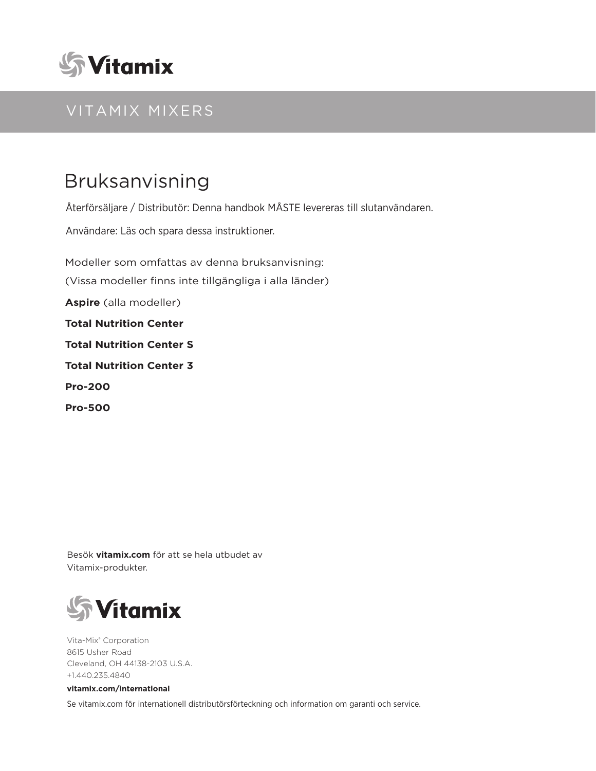Vitamix

VITAMIX MIXERS

# Bruksanvisning

Återförsäljare / Distributör: Denna handbok MÅSTE levereras till slutanvändaren.

Användare: Läs och spara dessa instruktioner.

Modeller som omfattas av denna bruksanvisning:

(Vissa modeller finns inte tillgängliga i alla länder)

**Aspire** (alla modeller)

**Total Nutrition Center**

**Total Nutrition Center S**

**Total Nutrition Center 3**

**Pro-200**

**Pro-500**

Besök **vitamix.com** för att se hela utbudet av Vitamix-produkter.

Vitamix

Vita-Mix® Corporation
8615 Usher Road
Cleveland, OH 44138-2103 U.S.A.
+1.440.235.4840

**vitamix.com/international**

Se vitamix.com för internationell distributörsförteckning och information om garanti och service.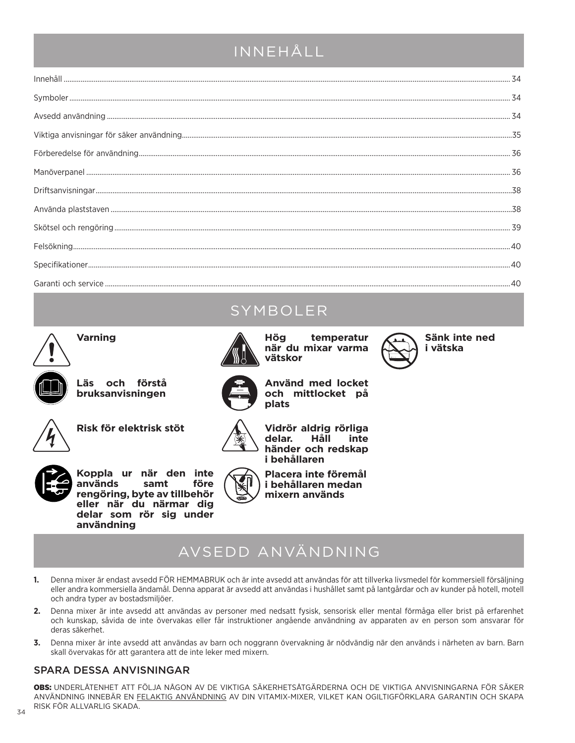# INNEHÅLL

| | |
|---|---|
| Innehåll | 34 |
| Symboler | 34 |
| Avsedd användning | 34 |
| Viktiga anvisningar för säker användning | 35 |
| Förberedelse för användning | 36 |
| Manöverpanel | 36 |
| Driftsanvisningar | 38 |
| Använda plaststaven | 38 |
| Skötsel och rengöring | 39 |
| Felsökning | 40 |
| Specifikationer | 40 |
| Garanti och service | 40 |

# SYMBOLER

**Varning**

**Läs och förstå bruksanvisningen**

**Risk för elektrisk stöt**

**Koppla ur när den inte används samt före rengöring, byte av tillbehör eller när du närmar dig delar som rör sig under användning**

**Hög temperatur när du mixar varma vätskor**

**Använd med locket och mittlocket på plats**

**Vidrör aldrig rörliga delar. Håll inte händer och redskap i behållaren**

**Placera inte föremål i behållaren medan mixern används**

**Sänk inte ned i vätska**

# AVSEDD ANVÄNDNING

1. Denna mixer är endast avsedd FÖR HEMMABRUK och är inte avsedd att användas för att tillverka livsmedel för kommersiell försäljning eller andra kommersiella ändamål. Denna apparat är avsedd att användas i hushållet samt på lantgårdar och av kunder på hotell, motell och andra typer av bostadsmiljöer.
2. Denna mixer är inte avsedd att användas av personer med nedsatt fysisk, sensorisk eller mental förmåga eller brist på erfarenhet och kunskap, såvida de inte övervakas eller får instruktioner angående användning av apparaten av en person som ansvarar för deras säkerhet.
3. Denna mixer är inte avsedd att användas av barn och noggrann övervakning är nödvändig när den används i närheten av barn. Barn skall övervakas för att garantera att de inte leker med mixern.

## SPARA DESSA ANVISNINGAR

**OBS:** UNDERLÅTENHET ATT FÖLJA NÅGON AV DE VIKTIGA SÄKERHETSÅTGÄRDERNA OCH DE VIKTIGA ANVISNINGARNA FÖR SÄKER ANVÄNDNING INNEBÄR EN FELAKTIG ANVÄNDNING AV DIN VITAMIX-MIXER, VILKET KAN OGILTIGFÖRKLARA GARANTIN OCH SKAPA RISK FÖR ALLVARLIG SKADA.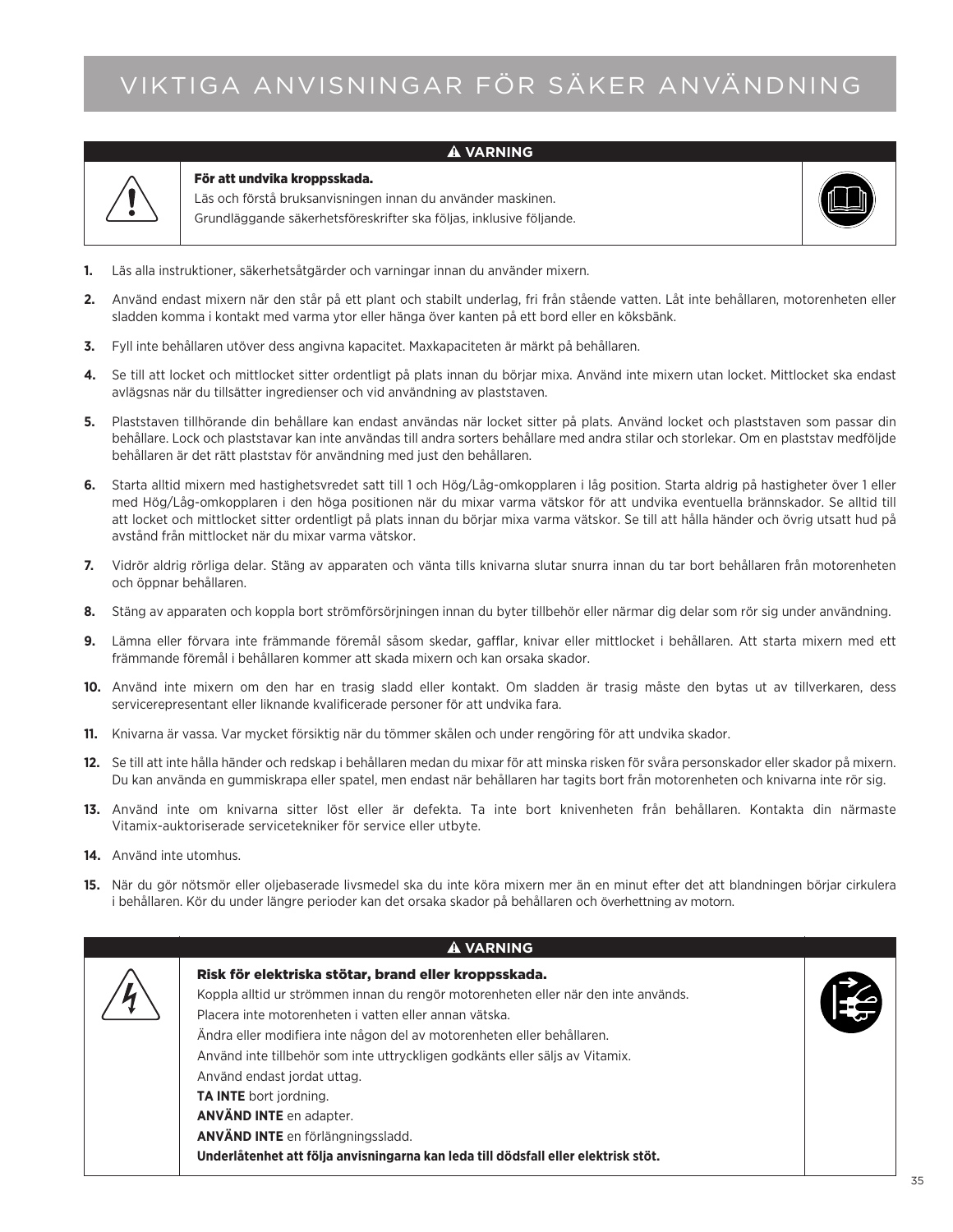# VIKTIGA ANVISNINGAR FÖR SÄKER ANVÄNDNING

**⚠ VARNING**

**För att undvika kroppsskada.**
Läs och förstå bruksanvisningen innan du använder maskinen.
Grundläggande säkerhetsföreskrifter ska följas, inklusive följande.

1. Läs alla instruktioner, säkerhetsåtgärder och varningar innan du använder mixern.
2. Använd endast mixern när den står på ett plant och stabilt underlag, fri från stående vatten. Låt inte behållaren, motorenheten eller sladden komma i kontakt med varma ytor eller hänga över kanten på ett bord eller en köksbänk.
3. Fyll inte behållaren utöver dess angivna kapacitet. Maxkapaciteten är märkt på behållaren.
4. Se till att locket och mittlocket sitter ordentligt på plats innan du börjar mixa. Använd inte mixern utan locket. Mittlocket ska endast avlägsnas när du tillsätter ingredienser och vid användning av plaststaven.
5. Plaststaven tillhörande din behållare kan endast användas när locket sitter på plats. Använd locket och plaststaven som passar din behållare. Lock och plaststavar kan inte användas till andra sorters behållare med andra stilar och storlekar. Om en plaststav medföljde behållaren är det rätt plaststav för användning med just den behållaren.
6. Starta alltid mixern med hastighetsvredet satt till 1 och Hög/Låg-omkopplaren i låg position. Starta aldrig på hastigheter över 1 eller med Hög/Låg-omkopplaren i den höga positionen när du mixar varma vätskor för att undvika eventuella brännskador. Se alltid till att locket och mittlocket sitter ordentligt på plats innan du börjar mixa varma vätskor. Se till att hålla händer och övrig utsatt hud på avstånd från mittlocket när du mixar varma vätskor.
7. Vidrör aldrig rörliga delar. Stäng av apparaten och vänta tills knivarna slutar snurra innan du tar bort behållaren från motorenheten och öppnar behållaren.
8. Stäng av apparaten och koppla bort strömförsörjningen innan du byter tillbehör eller närmar dig delar som rör sig under användning.
9. Lämna eller förvara inte främmande föremål såsom skedar, gafflar, knivar eller mittlocket i behållaren. Att starta mixern med ett främmande föremål i behållaren kommer att skada mixern och kan orsaka skador.
10. Använd inte mixern om den har en trasig sladd eller kontakt. Om sladden är trasig måste den bytas ut av tillverkaren, dess servicerepresentant eller liknande kvalificerade personer för att undvika fara.
11. Knivarna är vassa. Var mycket försiktig när du tömmer skålen och under rengöring för att undvika skador.
12. Se till att inte hålla händer och redskap i behållaren medan du mixar för att minska risken för svåra personskador eller skador på mixern. Du kan använda en gummiskrapa eller spatel, men endast när behållaren har tagits bort från motorenheten och knivarna inte rör sig.
13. Använd inte om knivarna sitter löst eller är defekta. Ta inte bort knivenheten från behållaren. Kontakta din närmaste Vitamix-auktoriserade servicetekniker för service eller utbyte.
14. Använd inte utomhus.
15. När du gör nötsmör eller oljebaserade livsmedel ska du inte köra mixern mer än en minut efter det att blandningen börjar cirkulera i behållaren. Kör du under längre perioder kan det orsaka skador på behållaren och överhettning av motorn.

**⚠ VARNING**

**Risk för elektriska stötar, brand eller kroppsskada.**
Koppla alltid ur strömmen innan du rengör motorenheten eller när den inte används.
Placera inte motorenheten i vatten eller annan vätska.
Ändra eller modifiera inte någon del av motorenheten eller behållaren.
Använd inte tillbehör som inte uttryckligen godkänts eller säljs av Vitamix.
Använd endast jordat uttag.
**TA INTE** bort jordning.
**ANVÄND INTE** en adapter.
**ANVÄND INTE** en förlängningssladd.
**Underlåtenhet att följa anvisningarna kan leda till dödsfall eller elektrisk stöt.**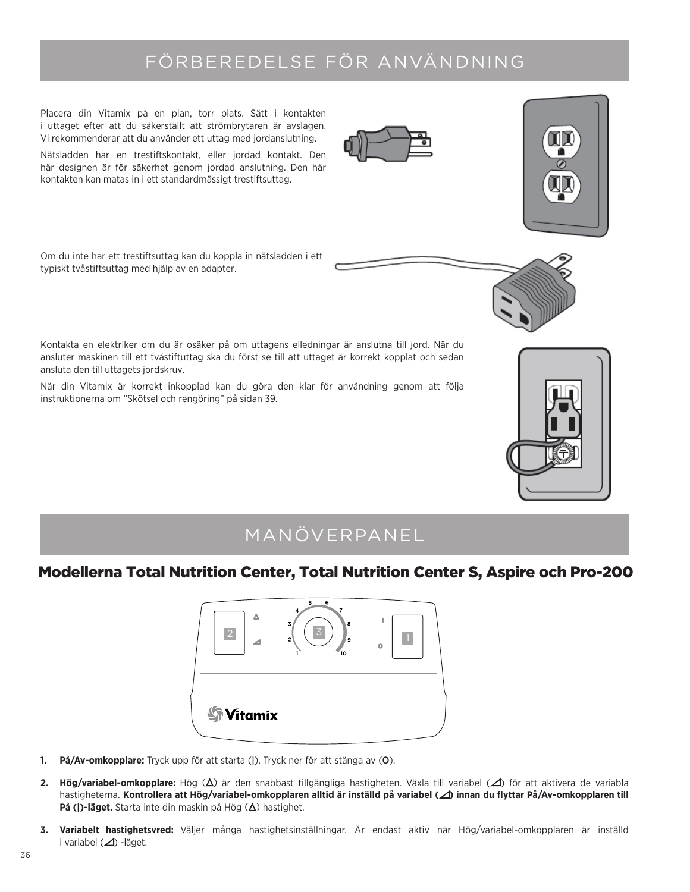# FÖRBEREDELSE FÖR ANVÄNDNING

Placera din Vitamix på en plan, torr plats. Sätt i kontakten i uttaget efter att du säkerställt att strömbrytaren är avslagen. Vi rekommenderar att du använder ett uttag med jordanslutning.

Nätsladden har en trestiftskontakt, eller jordad kontakt. Den här designen är för säkerhet genom jordad anslutning. Den här kontakten kan matas in i ett standardmässigt trestiftsuttag.

Om du inte har ett trestiftsuttag kan du koppla in nätsladden i ett typiskt tvåstiftsuttag med hjälp av en adapter.

Kontakta en elektriker om du är osäker på om uttagens elledningar är anslutna till jord. När du ansluter maskinen till ett tvåstiftuttag ska du först se till att uttaget är korrekt kopplat och sedan ansluta den till uttagets jordskruv.

När din Vitamix är korrekt inkopplad kan du göra den klar för användning genom att följa instruktionerna om ”Skötsel och rengöring” på sidan 39.

# MANÖVERPANEL

## Modellerna Total Nutrition Center, Total Nutrition Center S, Aspire och Pro-200

1. **På/Av-omkopplare:** Tryck upp för att starta (|). Tryck ner för att stänga av (O).
2. **Hög/variabel-omkopplare:** Hög (Δ) är den snabbast tillgängliga hastigheten. Växla till variabel (◿) för att aktivera de variabla hastigheterna. **Kontrollera att Hög/variabel-omkopplaren alltid är inställd på variabel (◿) innan du flyttar På/Av-omkopplaren till På (|)-läget.** Starta inte din maskin på Hög (Δ) hastighet.
3. **Variabelt hastighetsvred:** Väljer många hastighetsinställningar. Är endast aktiv när Hög/variabel-omkopplaren är inställd i variabel (◿) -läget.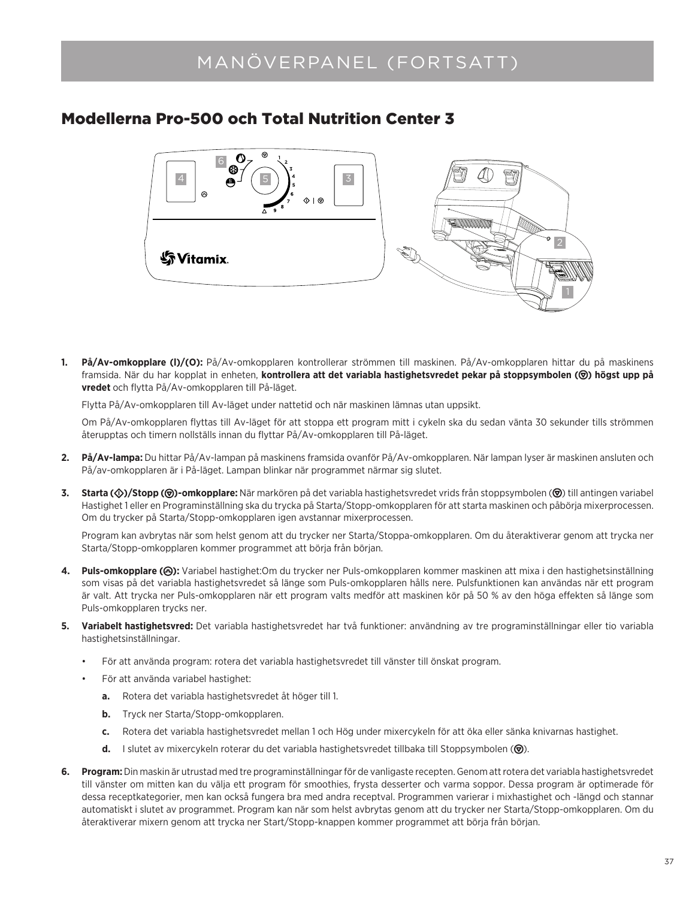# MANÖVERPANEL (FORTSATT)

## Modellerna Pro-500 och Total Nutrition Center 3

1. **På/Av-omkopplare (I)/(O):** På/Av-omkopplaren kontrollerar strömmen till maskinen. På/Av-omkopplaren hittar du på maskinens framsida. När du har kopplat in enheten, **kontrollera att det variabla hastighetsvredet pekar på stoppsymbolen (⊚) högst upp på vredet** och flytta På/Av-omkopplaren till På-läget.

   Flytta På/Av-omkopplaren till Av-läget under nattetid och när maskinen lämnas utan uppsikt.

   Om På/Av-omkopplaren flyttas till Av-läget för att stoppa ett program mitt i cykeln ska du sedan vänta 30 sekunder tills strömmen återupptas och timern nollställs innan du flyttar På/Av-omkopplaren till På-läget.

2. **På/Av-lampa:** Du hittar På/Av-lampan på maskinens framsida ovanför På/Av-omkopplaren. När lampan lyser är maskinen ansluten och På/av-omkopplaren är i På-läget. Lampan blinkar när programmet närmar sig slutet.

3. **Starta (◇)/Stopp (⊚)-omkopplare:** När markören på det variabla hastighetsvredet vrids från stoppsymbolen (⊚) till antingen variabel Hastighet 1 eller en Programinställning ska du trycka på Starta/Stopp-omkopplaren för att starta maskinen och påbörja mixerprocessen. Om du trycker på Starta/Stopp-omkopplaren igen avstannar mixerprocessen.

   Program kan avbrytas när som helst genom att du trycker ner Starta/Stoppa-omkopplaren. Om du återaktiverar genom att trycka ner Starta/Stopp-omkopplaren kommer programmet att börja från början.

4. **Puls-omkopplare (⊗):** Variabel hastighet:Om du trycker ner Puls-omkopplaren kommer maskinen att mixa i den hastighetsinställning som visas på det variabla hastighetsvredet så länge som Puls-omkopplaren hålls nere. Pulsfunktionen kan användas när ett program är valt. Att trycka ner Puls-omkopplaren när ett program valts medför att maskinen kör på 50 % av den höga effekten så länge som Puls-omkopplaren trycks ner.

5. **Variabelt hastighetsvred:** Det variabla hastighetsvredet har två funktioner: användning av tre programinställningar eller tio variabla hastighetsinställningar.

   - För att använda program: rotera det variabla hastighetsvredet till vänster till önskat program.
   - För att använda variabel hastighet:
     a. Rotera det variabla hastighetsvredet åt höger till 1.
     b. Tryck ner Starta/Stopp-omkopplaren.
     c. Rotera det variabla hastighetsvredet mellan 1 och Hög under mixercykeln för att öka eller sänka knivarnas hastighet.
     d. I slutet av mixercykeln roterar du det variabla hastighetsvredet tillbaka till Stoppsymbolen (⊚).

6. **Program:** Din maskin är utrustad med tre programinställningar för de vanligaste recepten. Genom att rotera det variabla hastighetsvredet till vänster om mitten kan du välja ett program för smoothies, frysta desserter och varma soppor. Dessa program är optimerade för dessa receptkategorier, men kan också fungera bra med andra receptval. Programmen varierar i mixhastighet och -längd och stannar automatiskt i slutet av programmet. Program kan när som helst avbrytas genom att du trycker ner Starta/Stopp-omkopplaren. Om du återaktiverar mixern genom att trycka ner Start/Stopp-knappen kommer programmet att börja från början.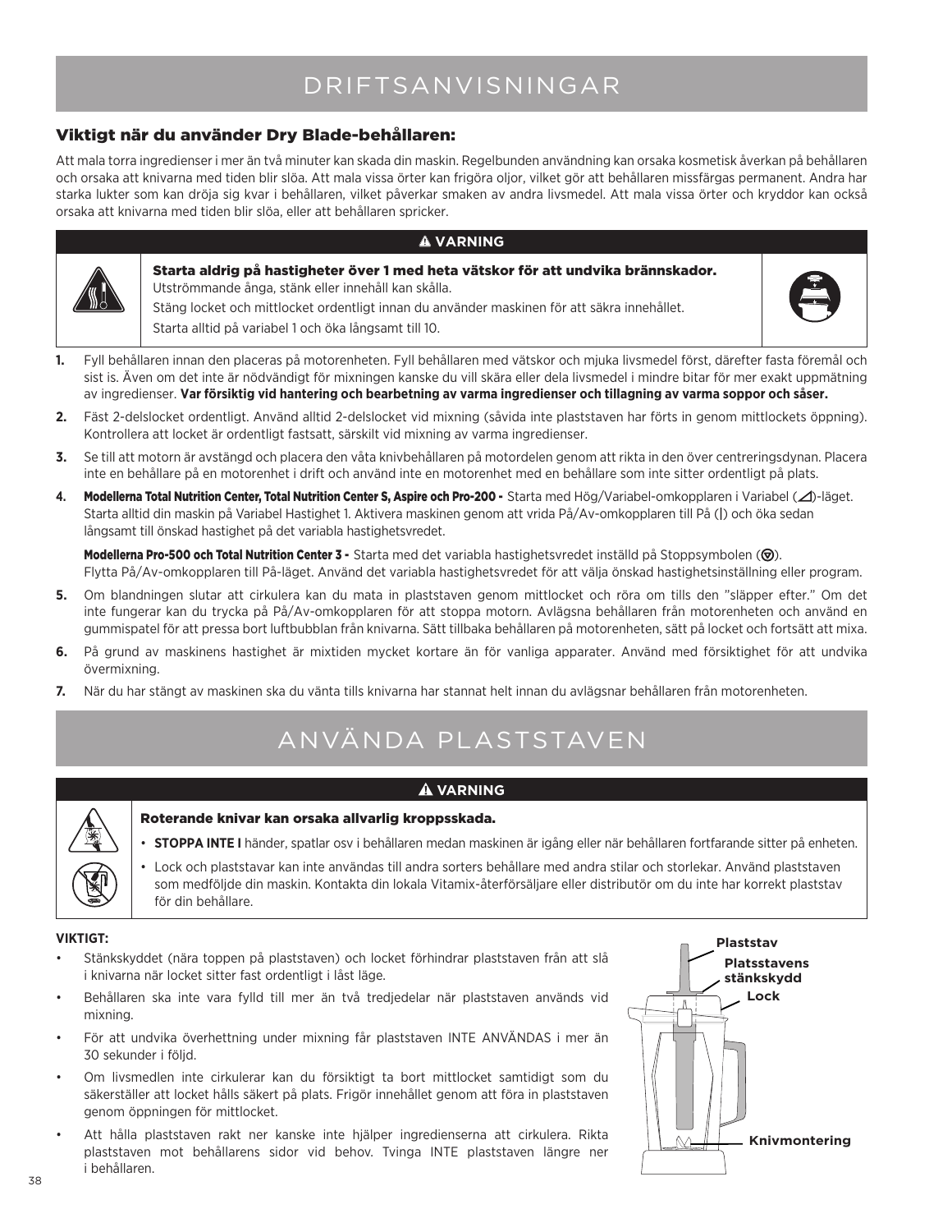# DRIFTSANVISNINGAR

### Viktigt när du använder Dry Blade-behållaren:

Att mala torra ingredienser i mer än två minuter kan skada din maskin. Regelbunden användning kan orsaka kosmetisk åverkan på behållaren och orsaka att knivarna med tiden blir slöa. Att mala vissa örter kan frigöra oljor, vilket gör att behållaren missfärgas permanent. Andra har starka lukter som kan dröja sig kvar i behållaren, vilket påverkar smaken av andra livsmedel. Att mala vissa örter och kryddor kan också orsaka att knivarna med tiden blir slöa, eller att behållaren spricker.

**⚠ VARNING**

**Starta aldrig på hastigheter över 1 med heta vätskor för att undvika brännskador.**
Utströmmande ånga, stänk eller innehåll kan skålla.
Stäng locket och mittlocket ordentligt innan du använder maskinen för att säkra innehållet.
Starta alltid på variabel 1 och öka långsamt till 10.

1. Fyll behållaren innan den placeras på motorenheten. Fyll behållaren med vätskor och mjuka livsmedel först, därefter fasta föremål och sist is. Även om det inte är nödvändigt för mixningen kanske du vill skära eller dela livsmedel i mindre bitar för mer exakt uppmätning av ingredienser. **Var försiktig vid hantering och bearbetning av varma ingredienser och tillagning av varma soppor och såser.**
2. Fäst 2-delslocket ordentligt. Använd alltid 2-delslocket vid mixning (såvida inte plaststaven har förts in genom mittlockets öppning). Kontrollera att locket är ordentligt fastsatt, särskilt vid mixning av varma ingredienser.
3. Se till att motorn är avstängd och placera den våta knivbehållaren på motordelen genom att rikta in den över centreringsdynan. Placera inte en behållare på en motorenhet i drift och använd inte en motorenhet med en behållare som inte sitter ordentligt på plats.
4. **Modellerna Total Nutrition Center, Total Nutrition Center S, Aspire och Pro-200 -** Starta med Hög/Variabel-omkopplaren i Variabel (◿)-läget. Starta alltid din maskin på Variabel Hastighet 1. Aktivera maskinen genom att vrida På/Av-omkopplaren till På (|) och öka sedan långsamt till önskad hastighet på det variabla hastighetsvredet.

   **Modellerna Pro-500 och Total Nutrition Center 3 -** Starta med det variabla hastighetsvredet inställd på Stoppsymbolen (⊚). Flytta På/Av-omkopplaren till På-läget. Använd det variabla hastighetsvredet för att välja önskad hastighetsinställning eller program.
5. Om blandningen slutar att cirkulera kan du mata in plaststaven genom mittlocket och röra om tills den "släpper efter." Om det inte fungerar kan du trycka på På/Av-omkopplaren för att stoppa motorn. Avlägsna behållaren från motorenheten och använd en gummispatel för att pressa bort luftbubblan från knivarna. Sätt tillbaka behållaren på motorenheten, sätt på locket och fortsätt att mixa.
6. På grund av maskinens hastighet är mixtiden mycket kortare än för vanliga apparater. Använd med försiktighet för att undvika övermixning.
7. När du har stängt av maskinen ska du vänta tills knivarna har stannat helt innan du avlägsnar behållaren från motorenheten.

# ANVÄNDA PLASTSTAVEN

**⚠ VARNING**

**Roterande knivar kan orsaka allvarlig kroppsskada.**

- **STOPPA INTE I** händer, spatlar osv i behållaren medan maskinen är igång eller när behållaren fortfarande sitter på enheten.
- Lock och plaststavar kan inte användas till andra sorters behållare med andra stilar och storlekar. Använd plaststaven som medföljde din maskin. Kontakta din lokala Vitamix-återförsäljare eller distributör om du inte har korrekt plaststav för din behållare.

**VIKTIGT:**

- Stänkskyddet (nära toppen på plaststaven) och locket förhindrar plaststaven från att slå i knivarna när locket sitter fast ordentligt i låst läge.
- Behållaren ska inte vara fylld till mer än två tredjedelar när plaststaven används vid mixning.
- För att undvika överhettning under mixning får plaststaven INTE ANVÄNDAS i mer än 30 sekunder i följd.
- Om livsmedlen inte cirkulerar kan du försiktigt ta bort mittlocket samtidigt som du säkerställer att locket hålls säkert på plats. Frigör innehållet genom att föra in plaststaven genom öppningen för mittlocket.
- Att hålla plaststaven rakt ner kanske inte hjälper ingredienserna att cirkulera. Rikta plaststaven mot behållarens sidor vid behov. Tvinga INTE plaststaven längre ner i behållaren.

Plaststav
Platsstavens stänkskydd
Lock
Knivmontering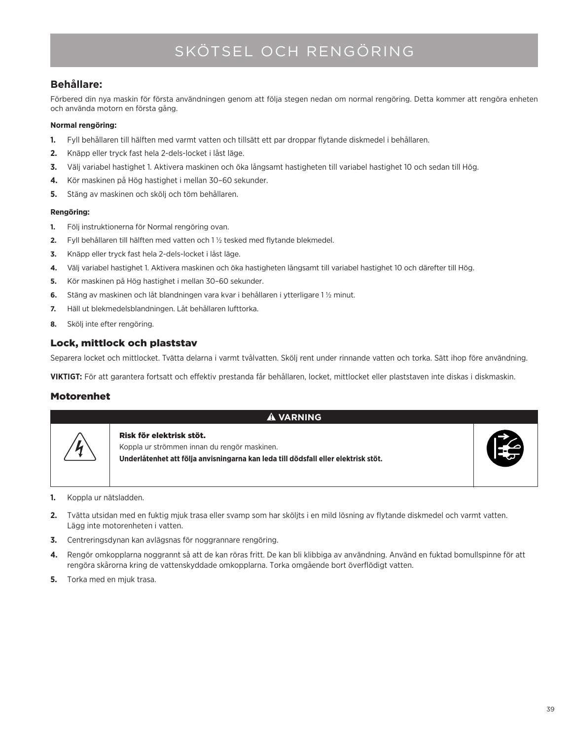# SKÖTSEL OCH RENGÖRING

## Behållare:

Förbered din nya maskin för första användningen genom att följa stegen nedan om normal rengöring. Detta kommer att rengöra enheten och använda motorn en första gång.

**Normal rengöring:**

1. Fyll behållaren till hälften med varmt vatten och tillsätt ett par droppar flytande diskmedel i behållaren.
2. Knäpp eller tryck fast hela 2-dels-locket i låst läge.
3. Välj variabel hastighet 1. Aktivera maskinen och öka långsamt hastigheten till variabel hastighet 10 och sedan till Hög.
4. Kör maskinen på Hög hastighet i mellan 30–60 sekunder.
5. Stäng av maskinen och skölj och töm behållaren.

**Rengöring:**

1. Följ instruktionerna för Normal rengöring ovan.
2. Fyll behållaren till hälften med vatten och 1 ½ tesked med flytande blekmedel.
3. Knäpp eller tryck fast hela 2-dels-locket i låst läge.
4. Välj variabel hastighet 1. Aktivera maskinen och öka hastigheten långsamt till variabel hastighet 10 och därefter till Hög.
5. Kör maskinen på Hög hastighet i mellan 30–60 sekunder.
6. Stäng av maskinen och låt blandningen vara kvar i behållaren i ytterligare 1 ½ minut.
7. Häll ut blekmedelsblandningen. Låt behållaren lufttorka.
8. Skölj inte efter rengöring.

## Lock, mittlock och plaststav

Separera locket och mittlocket. Tvätta delarna i varmt tvålvatten. Skölj rent under rinnande vatten och torka. Sätt ihop före användning.

**VIKTIGT:** För att garantera fortsatt och effektiv prestanda får behållaren, locket, mittlocket eller plaststaven inte diskas i diskmaskin.

## Motorenhet

**⚠ VARNING**

**Risk för elektrisk stöt.**
Koppla ur strömmen innan du rengör maskinen.
**Underlåtenhet att följa anvisningarna kan leda till dödsfall eller elektrisk stöt.**

1. Koppla ur nätsladden.
2. Tvätta utsidan med en fuktig mjuk trasa eller svamp som har sköljts i en mild lösning av flytande diskmedel och varmt vatten. Lägg inte motorenheten i vatten.
3. Centreringsdynan kan avlägsnas för noggrannare rengöring.
4. Rengör omkopplarna noggrannt så att de kan röras fritt. De kan bli klibbiga av användning. Använd en fuktad bomullspinne för att rengöra skårorna kring de vattenskyddade omkopplarna. Torka omgående bort överflödigt vatten.
5. Torka med en mjuk trasa.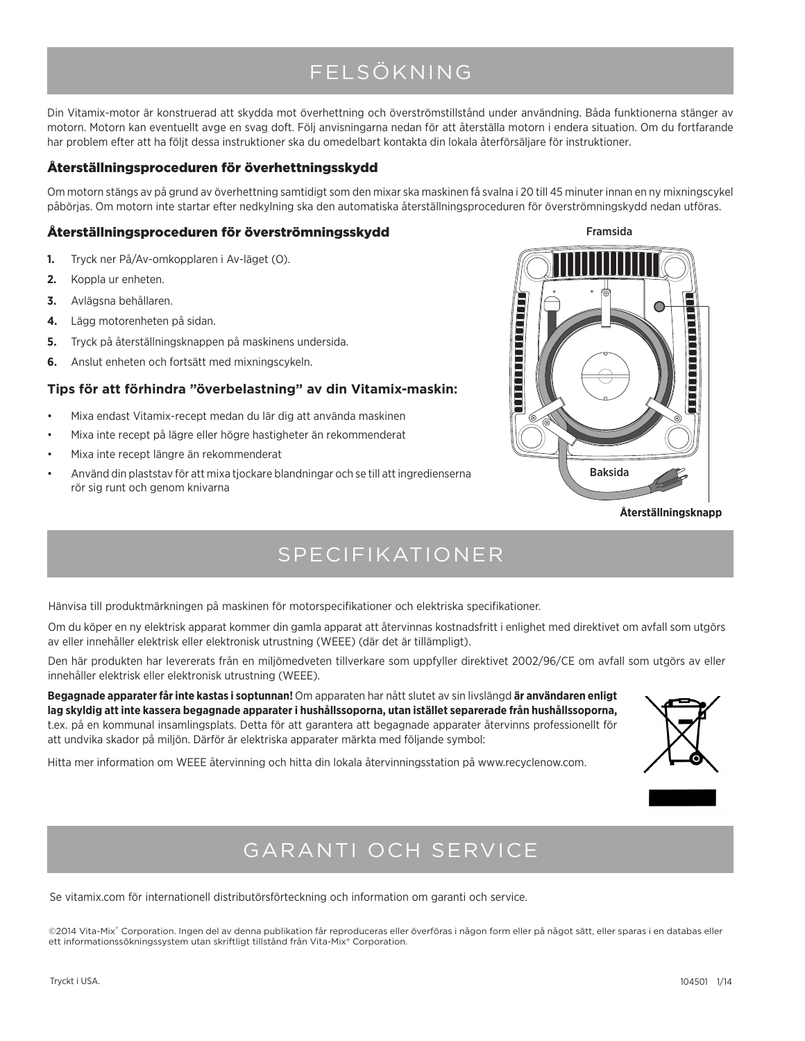# FELSÖKNING

Din Vitamix-motor är konstruerad att skydda mot överhettning och överströmstillstånd under användning. Båda funktionerna stänger av motorn. Motorn kan eventuellt avge en svag doft. Följ anvisningarna nedan för att återställa motorn i endera situation. Om du fortfarande har problem efter att ha följt dessa instruktioner ska du omedelbart kontakta din lokala återförsäljare för instruktioner.

### Återställningsproceduren för överhettningsskydd

Om motorn stängs av på grund av överhettning samtidigt som den mixar ska maskinen få svalna i 20 till 45 minuter innan en ny mixningscykel påbörjas. Om motorn inte startar efter nedkylning ska den automatiska återställningsproceduren för överströmningsskydd nedan utföras.

### Återställningsproceduren för överströmningsskydd

1. Tryck ner På/Av-omkopplaren i Av-läget (O).
2. Koppla ur enheten.
3. Avlägsna behållaren.
4. Lägg motorenheten på sidan.
5. Tryck på återställningsknappen på maskinens undersida.
6. Anslut enheten och fortsätt med mixningscykeln.

Framsida

Baksida

Återställningsknapp

### Tips för att förhindra ”överbelastning” av din Vitamix-maskin:

- Mixa endast Vitamix-recept medan du lär dig att använda maskinen
- Mixa inte recept på lägre eller högre hastigheter än rekommenderat
- Mixa inte recept längre än rekommenderat
- Använd din plaststav för att mixa tjockare blandningar och se till att ingredienserna rör sig runt och genom knivarna

# SPECIFIKATIONER

Hänvisa till produktmärkningen på maskinen för motorspecifikationer och elektriska specifikationer.

Om du köper en ny elektrisk apparat kommer din gamla apparat att återvinnas kostnadsfritt i enlighet med direktivet om avfall som utgörs av eller innehåller elektrisk eller elektronisk utrustning (WEEE) (där det är tillämpligt).

Den här produkten har levererats från en miljömedveten tillverkare som uppfyller direktivet 2002/96/CE om avfall som utgörs av eller innehåller elektrisk eller elektronisk utrustning (WEEE).

**Begagnade apparater får inte kastas i soptunnan!** Om apparaten har nått slutet av sin livslängd **är användaren enligt lag skyldig att inte kassera begagnade apparater i hushållssoporna, utan istället separerade från hushållssoporna,** t.ex. på en kommunal insamlingsplats. Detta för att garantera att begagnade apparater återvinns professionellt för att undvika skador på miljön. Därför är elektriska apparater märkta med följande symbol:

Hitta mer information om WEEE återvinning och hitta din lokala återvinningsstation på www.recyclenow.com.

# GARANTI OCH SERVICE

Se vitamix.com för internationell distributörsförteckning och information om garanti och service.

©2014 Vita-Mix® Corporation. Ingen del av denna publikation får reproduceras eller överföras i någon form eller på något sätt, eller sparas i en databas eller ett informationssökningssystem utan skriftligt tillstånd från Vita-Mix® Corporation.

Tryckt i USA.

104501 1/14